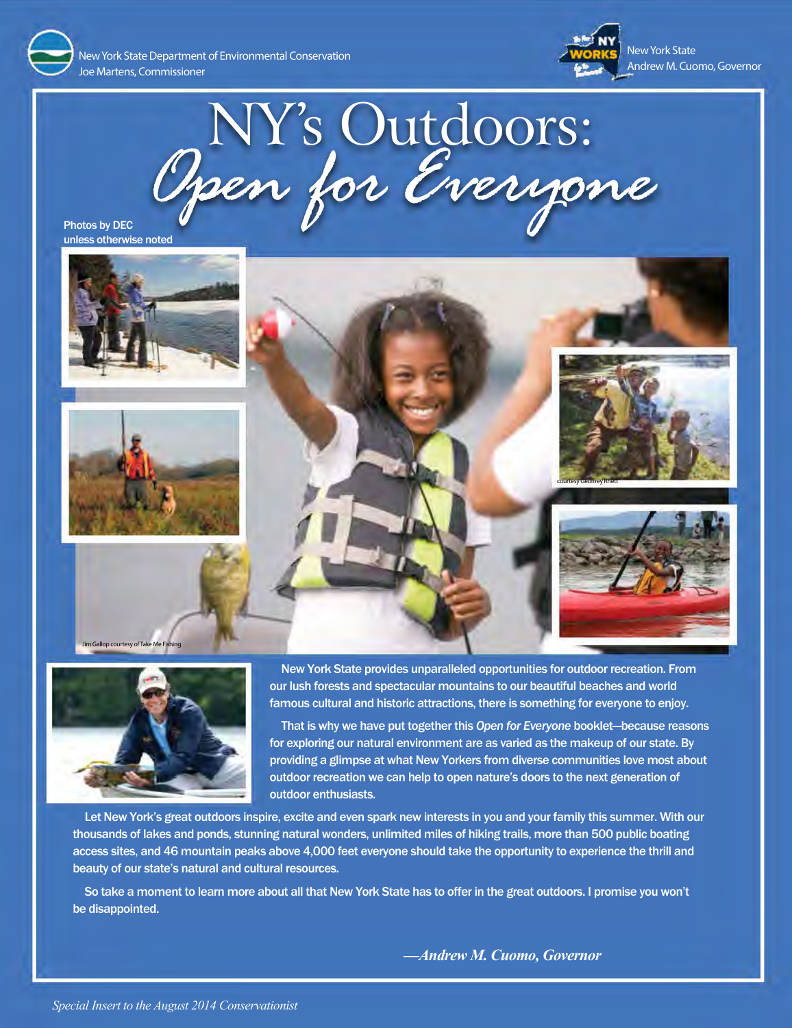New York State Department of Environmental Conservation
Joe Martens, Commissioner

New York State
Andrew M. Cuomo, Governor

# NY's Outdoors: *Open for Everyone*

Photos by DEC unless otherwise noted

courtesy Geoffrey Rhett

Jim Gallop courtesy of Take Me Fishing

New York State provides unparalleled opportunities for outdoor recreation. From our lush forests and spectacular mountains to our beautiful beaches and world famous cultural and historic attractions, there is something for everyone to enjoy.

That is why we have put together this *Open for Everyone* booklet—because reasons for exploring our natural environment are as varied as the makeup of our state. By providing a glimpse at what New Yorkers from diverse communities love most about outdoor recreation we can help to open nature's doors to the next generation of outdoor enthusiasts.

Let New York's great outdoors inspire, excite and even spark new interests in you and your family this summer. With our thousands of lakes and ponds, stunning natural wonders, unlimited miles of hiking trails, more than 500 public boating access sites, and 46 mountain peaks above 4,000 feet everyone should take the opportunity to experience the thrill and beauty of our state's natural and cultural resources.

So take a moment to learn more about all that New York State has to offer in the great outdoors. I promise you won't be disappointed.

*—Andrew M. Cuomo, Governor*

*Special Insert to the August 2014 Conservationist*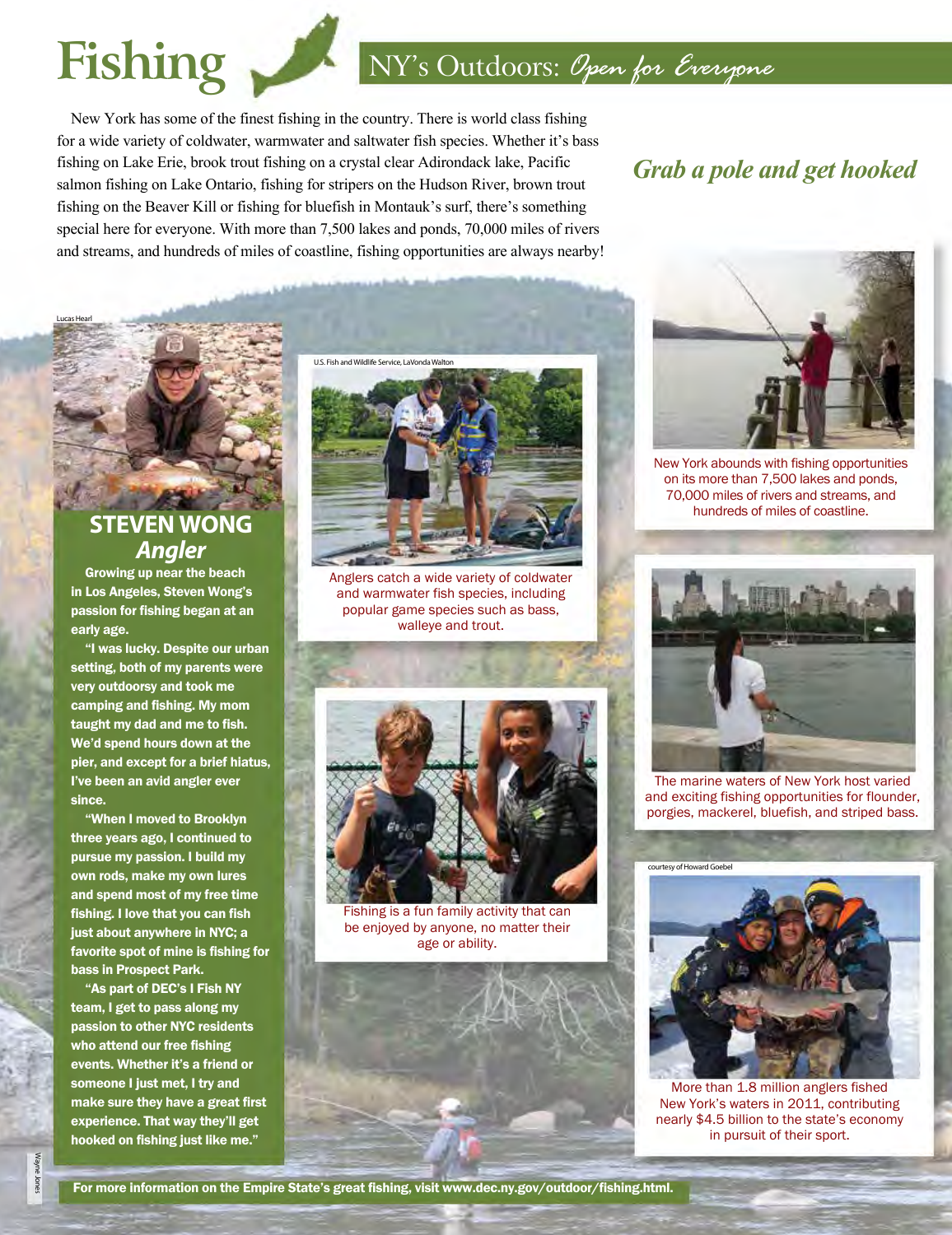# Fishing

## NY's Outdoors: *Open for Everyone*

New York has some of the finest fishing in the country. There is world class fishing for a wide variety of coldwater, warmwater and saltwater fish species. Whether it's bass fishing on Lake Erie, brook trout fishing on a crystal clear Adirondack lake, Pacific salmon fishing on Lake Ontario, fishing for stripers on the Hudson River, brown trout fishing on the Beaver Kill or fishing for bluefish in Montauk's surf, there's something special here for everyone. With more than 7,500 lakes and ponds, 70,000 miles of rivers and streams, and hundreds of miles of coastline, fishing opportunities are always nearby!

### *Grab a pole and get hooked*

Lucas Hearl

### STEVEN WONG
### *Angler*

**Growing up near the beach in Los Angeles, Steven Wong's passion for fishing began at an early age.**

**"I was lucky. Despite our urban setting, both of my parents were very outdoorsy and took me camping and fishing. My mom taught my dad and me to fish. We'd spend hours down at the pier, and except for a brief hiatus, I've been an avid angler ever since.**

**"When I moved to Brooklyn three years ago, I continued to pursue my passion. I build my own rods, make my own lures and spend most of my free time fishing. I love that you can fish just about anywhere in NYC; a favorite spot of mine is fishing for bass in Prospect Park.**

**"As part of DEC's I Fish NY team, I get to pass along my passion to other NYC residents who attend our free fishing events. Whether it's a friend or someone I just met, I try and make sure they have a great first experience. That way they'll get hooked on fishing just like me."**

U.S. Fish and Wildlife Service, LaVonda Walton

Anglers catch a wide variety of coldwater and warmwater fish species, including popular game species such as bass, walleye and trout.

Fishing is a fun family activity that can be enjoyed by anyone, no matter their age or ability.

New York abounds with fishing opportunities on its more than 7,500 lakes and ponds, 70,000 miles of rivers and streams, and hundreds of miles of coastline.

The marine waters of New York host varied and exciting fishing opportunities for flounder, porgies, mackerel, bluefish, and striped bass.

courtesy of Howard Goebel

More than 1.8 million anglers fished New York's waters in 2011, contributing nearly $4.5 billion to the state's economy in pursuit of their sport.

Wayne Jones

**For more information on the Empire State's great fishing, visit www.dec.ny.gov/outdoor/fishing.html.**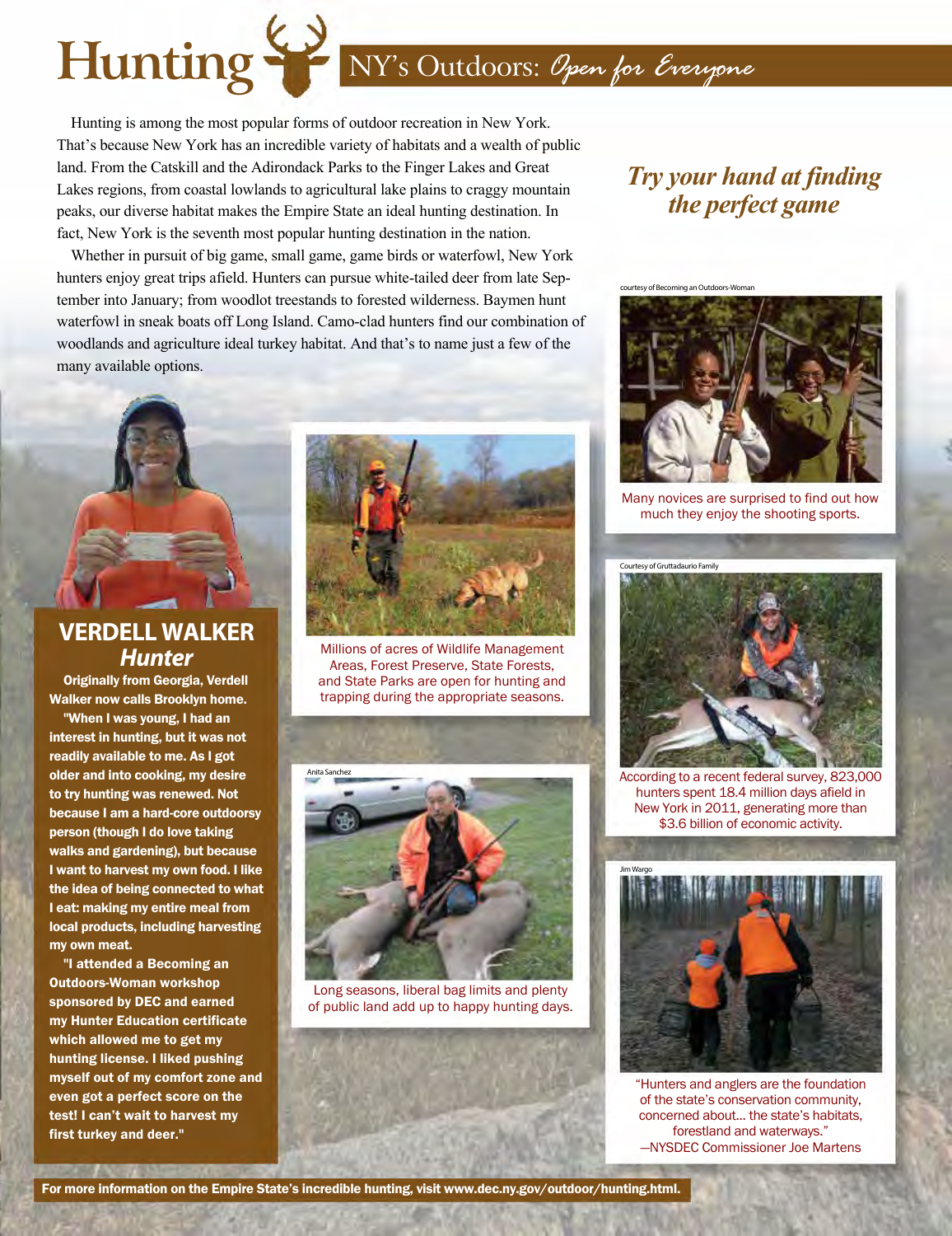# Hunting

## NY's Outdoors: *Open for Everyone*

Hunting is among the most popular forms of outdoor recreation in New York. That's because New York has an incredible variety of habitats and a wealth of public land. From the Catskill and the Adirondack Parks to the Finger Lakes and Great Lakes regions, from coastal lowlands to agricultural lake plains to craggy mountain peaks, our diverse habitat makes the Empire State an ideal hunting destination. In fact, New York is the seventh most popular hunting destination in the nation.

Whether in pursuit of big game, small game, game birds or waterfowl, New York hunters enjoy great trips afield. Hunters can pursue white-tailed deer from late September into January; from woodlot treestands to forested wilderness. Baymen hunt waterfowl in sneak boats off Long Island. Camo-clad hunters find our combination of woodlands and agriculture ideal turkey habitat. And that's to name just a few of the many available options.

### *Try your hand at finding the perfect game*

## VERDELL WALKER
### *Hunter*

**Originally from Georgia, Verdell Walker now calls Brooklyn home.**

**"When I was young, I had an interest in hunting, but it was not readily available to me. As I got older and into cooking, my desire to try hunting was renewed. Not because I am a hard-core outdoorsy person (though I do love taking walks and gardening), but because I want to harvest my own food. I like the idea of being connected to what I eat: making my entire meal from local products, including harvesting my own meat.**

**"I attended a Becoming an Outdoors-Woman workshop sponsored by DEC and earned my Hunter Education certificate which allowed me to get my hunting license. I liked pushing myself out of my comfort zone and even got a perfect score on the test! I can't wait to harvest my first turkey and deer."**

Millions of acres of Wildlife Management Areas, Forest Preserve, State Forests, and State Parks are open for hunting and trapping during the appropriate seasons.

Anita Sanchez

Long seasons, liberal bag limits and plenty of public land add up to happy hunting days.

courtesy of Becoming an Outdoors-Woman

Many novices are surprised to find out how much they enjoy the shooting sports.

Courtesy of Gruttadaurio Family

According to a recent federal survey, 823,000 hunters spent 18.4 million days afield in New York in 2011, generating more than $3.6 billion of economic activity.

Jim Wargo

"Hunters and anglers are the foundation of the state's conservation community, concerned about... the state's habitats, forestland and waterways."
—NYSDEC Commissioner Joe Martens

**For more information on the Empire State's incredible hunting, visit www.dec.ny.gov/outdoor/hunting.html.**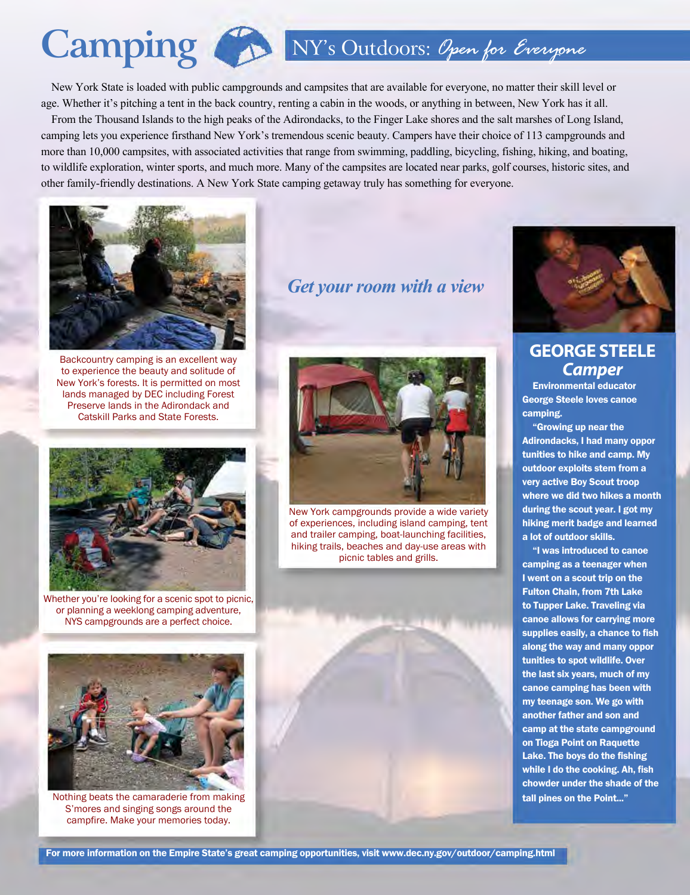# Camping

## NY's Outdoors: *Open for Everyone*

New York State is loaded with public campgrounds and campsites that are available for everyone, no matter their skill level or age. Whether it's pitching a tent in the back country, renting a cabin in the woods, or anything in between, New York has it all.

From the Thousand Islands to the high peaks of the Adirondacks, to the Finger Lake shores and the salt marshes of Long Island, camping lets you experience firsthand New York's tremendous scenic beauty. Campers have their choice of 113 campgrounds and more than 10,000 campsites, with associated activities that range from swimming, paddling, bicycling, fishing, hiking, and boating, to wildlife exploration, winter sports, and much more. Many of the campsites are located near parks, golf courses, historic sites, and other family-friendly destinations. A New York State camping getaway truly has something for everyone.

Backcountry camping is an excellent way to experience the beauty and solitude of New York's forests. It is permitted on most lands managed by DEC including Forest Preserve lands in the Adirondack and Catskill Parks and State Forests.

Whether you're looking for a scenic spot to picnic, or planning a weeklong camping adventure, NYS campgrounds are a perfect choice.

Nothing beats the camaraderie from making S'mores and singing songs around the campfire. Make your memories today.

### *Get your room with a view*

New York campgrounds provide a wide variety of experiences, including island camping, tent and trailer camping, boat-launching facilities, hiking trails, beaches and day-use areas with picnic tables and grills.

### GEORGE STEELE
### *Camper*

**Environmental educator George Steele loves canoe camping.**

**"Growing up near the Adirondacks, I had many opportunities to hike and camp. My outdoor exploits stem from a very active Boy Scout troop where we did two hikes a month during the scout year. I got my hiking merit badge and learned a lot of outdoor skills.**

**"I was introduced to canoe camping as a teenager when I went on a scout trip on the Fulton Chain, from 7th Lake to Tupper Lake. Traveling via canoe allows for carrying more supplies easily, a chance to fish along the way and many opportunities to spot wildlife. Over the last six years, much of my canoe camping has been with my teenage son. We go with another father and son and camp at the state campground on Tioga Point on Raquette Lake. The boys do the fishing while I do the cooking. Ah, fish chowder under the shade of the tall pines on the Point..."**

**For more information on the Empire State's great camping opportunities, visit www.dec.ny.gov/outdoor/camping.html**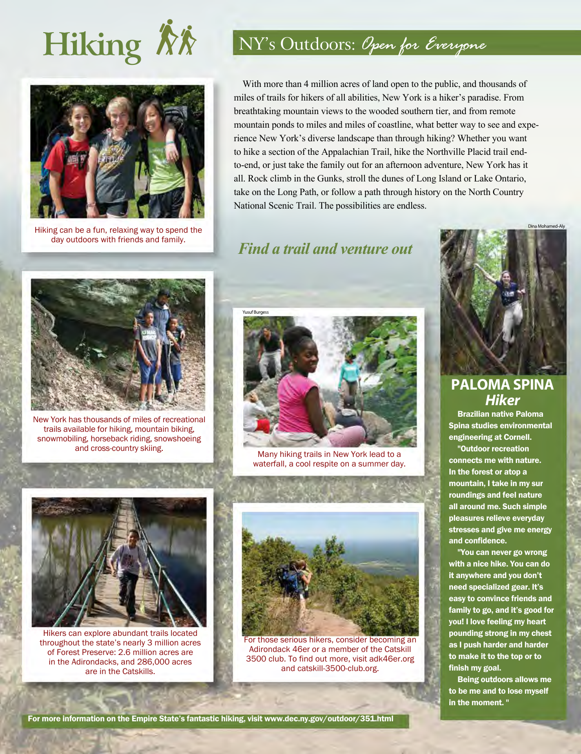# Hiking

## NY's Outdoors: *Open for Everyone*

With more than 4 million acres of land open to the public, and thousands of miles of trails for hikers of all abilities, New York is a hiker's paradise. From breathtaking mountain views to the wooded southern tier, and from remote mountain ponds to miles and miles of coastline, what better way to see and experience New York's diverse landscape than through hiking? Whether you want to hike a section of the Appalachian Trail, hike the Northville Placid trail end-to-end, or just take the family out for an afternoon adventure, New York has it all. Rock climb in the Gunks, stroll the dunes of Long Island or Lake Ontario, take on the Long Path, or follow a path through history on the North Country National Scenic Trail. The possibilities are endless.

### *Find a trail and venture out*

Hiking can be a fun, relaxing way to spend the day outdoors with friends and family.

New York has thousands of miles of recreational trails available for hiking, mountain biking, snowmobiling, horseback riding, snowshoeing and cross-country skiing.

Yusuf Burgess

Many hiking trails in New York lead to a waterfall, a cool respite on a summer day.

Hikers can explore abundant trails located throughout the state's nearly 3 million acres of Forest Preserve: 2.6 million acres are in the Adirondacks, and 286,000 acres are in the Catskills.

For those serious hikers, consider becoming an Adirondack 46er or a member of the Catskill 3500 club. To find out more, visit adk46er.org and catskill-3500-club.org.

Dina Mohamed-Aly

## PALOMA SPINA
### *Hiker*

**Brazilian native Paloma Spina studies environmental engineering at Cornell.**

**"Outdoor recreation connects me with nature. In the forest or atop a mountain, I take in my sur roundings and feel nature all around me. Such simple pleasures relieve everyday stresses and give me energy and confidence.**

**"You can never go wrong with a nice hike. You can do it anywhere and you don't need specialized gear. It's easy to convince friends and family to go, and it's good for you! I love feeling my heart pounding strong in my chest as I push harder and harder to make it to the top or to finish my goal.**

**Being outdoors allows me to be me and to lose myself in the moment. "**

**For more information on the Empire State's fantastic hiking, visit www.dec.ny.gov/outdoor/351.html**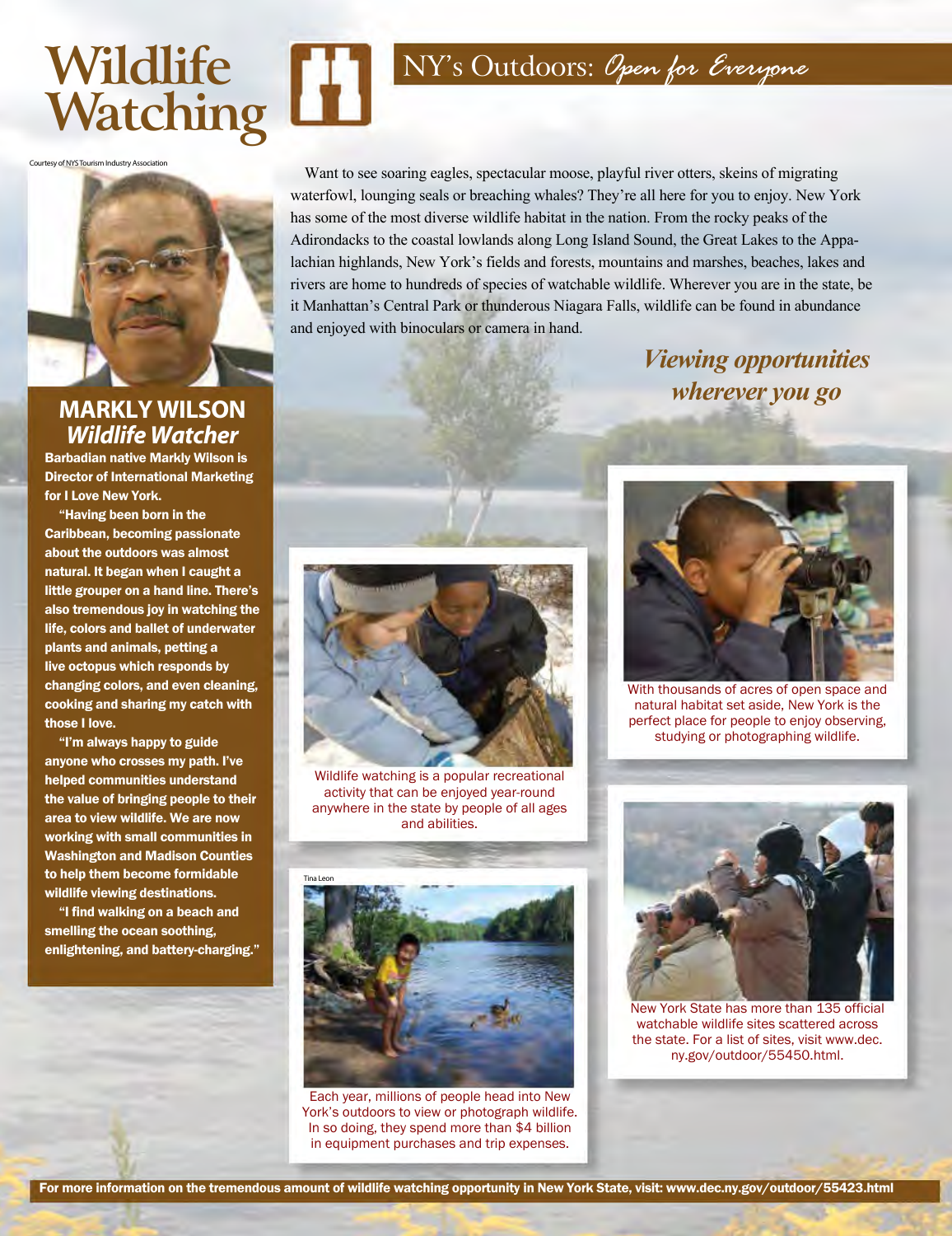# Wildlife Watching

## NY's Outdoors: *Open for Everyone*

Courtesy of NYS Tourism Industry Association

### MARKLY WILSON
### *Wildlife Watcher*

**Barbadian native Markly Wilson is Director of International Marketing for I Love New York.**

**"Having been born in the Caribbean, becoming passionate about the outdoors was almost natural. It began when I caught a little grouper on a hand line. There's also tremendous joy in watching the life, colors and ballet of underwater plants and animals, petting a live octopus which responds by changing colors, and even cleaning, cooking and sharing my catch with those I love.**

**"I'm always happy to guide anyone who crosses my path. I've helped communities understand the value of bringing people to their area to view wildlife. We are now working with small communities in Washington and Madison Counties to help them become formidable wildlife viewing destinations.**

**"I find walking on a beach and smelling the ocean soothing, enlightening, and battery-charging."**

Want to see soaring eagles, spectacular moose, playful river otters, skeins of migrating waterfowl, lounging seals or breaching whales? They're all here for you to enjoy. New York has some of the most diverse wildlife habitat in the nation. From the rocky peaks of the Adirondacks to the coastal lowlands along Long Island Sound, the Great Lakes to the Appalachian highlands, New York's fields and forests, mountains and marshes, beaches, lakes and rivers are home to hundreds of species of watchable wildlife. Wherever you are in the state, be it Manhattan's Central Park or thunderous Niagara Falls, wildlife can be found in abundance and enjoyed with binoculars or camera in hand.

## *Viewing opportunities wherever you go*

Wildlife watching is a popular recreational activity that can be enjoyed year-round anywhere in the state by people of all ages and abilities.

With thousands of acres of open space and natural habitat set aside, New York is the perfect place for people to enjoy observing, studying or photographing wildlife.

Tina Leon

Each year, millions of people head into New York's outdoors to view or photograph wildlife. In so doing, they spend more than $4 billion in equipment purchases and trip expenses.

New York State has more than 135 official watchable wildlife sites scattered across the state. For a list of sites, visit www.dec.ny.gov/outdoor/55450.html.

**For more information on the tremendous amount of wildlife watching opportunity in New York State, visit: www.dec.ny.gov/outdoor/55423.html**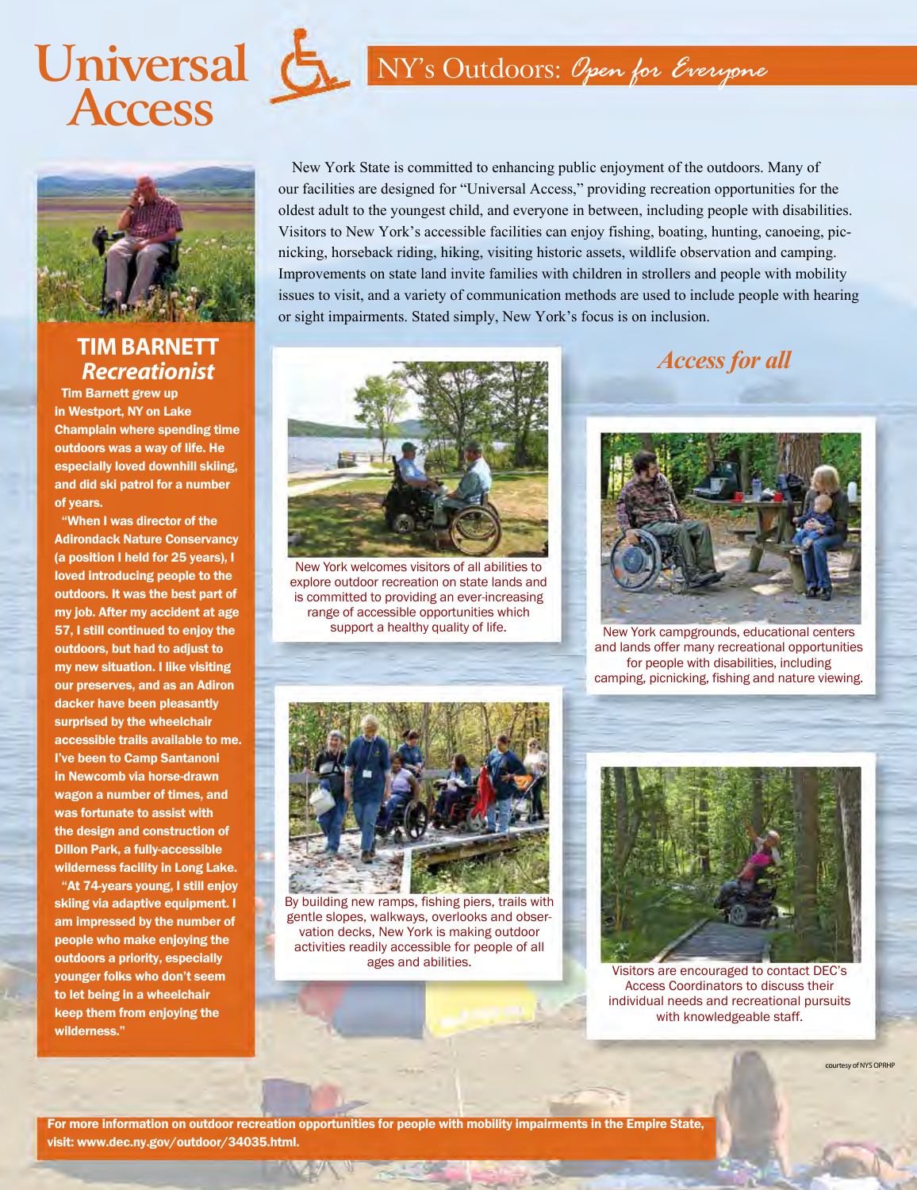# Universal Access

## NY's Outdoors: *Open for Everyone*

New York State is committed to enhancing public enjoyment of the outdoors. Many of our facilities are designed for "Universal Access," providing recreation opportunities for the oldest adult to the youngest child, and everyone in between, including people with disabilities. Visitors to New York's accessible facilities can enjoy fishing, boating, hunting, canoeing, picnicking, horseback riding, hiking, visiting historic assets, wildlife observation and camping. Improvements on state land invite families with children in strollers and people with mobility issues to visit, and a variety of communication methods are used to include people with hearing or sight impairments. Stated simply, New York's focus is on inclusion.

### TIM BARNETT
### *Recreationist*

**Tim Barnett grew up in Westport, NY on Lake Champlain where spending time outdoors was a way of life. He especially loved downhill skiing, and did ski patrol for a number of years.**

**"When I was director of the Adirondack Nature Conservancy (a position I held for 25 years), I loved introducing people to the outdoors. It was the best part of my job. After my accident at age 57, I still continued to enjoy the outdoors, but had to adjust to my new situation. I like visiting our preserves, and as an Adirondacker have been pleasantly surprised by the wheelchair accessible trails available to me. I've been to Camp Santanoni in Newcomb via horse-drawn wagon a number of times, and was fortunate to assist with the design and construction of Dillon Park, a fully-accessible wilderness facility in Long Lake.**

**"At 74-years young, I still enjoy skiing via adaptive equipment. I am impressed by the number of people who make enjoying the outdoors a priority, especially younger folks who don't seem to let being in a wheelchair keep them from enjoying the wilderness."**

## *Access for all*

New York welcomes visitors of all abilities to explore outdoor recreation on state lands and is committed to providing an ever-increasing range of accessible opportunities which support a healthy quality of life.

New York campgrounds, educational centers and lands offer many recreational opportunities for people with disabilities, including camping, picnicking, fishing and nature viewing.

By building new ramps, fishing piers, trails with gentle slopes, walkways, overlooks and observation decks, New York is making outdoor activities readily accessible for people of all ages and abilities.

Visitors are encouraged to contact DEC's Access Coordinators to discuss their individual needs and recreational pursuits with knowledgeable staff.

courtesy of NYS OPRHP

**For more information on outdoor recreation opportunities for people with mobility impairments in the Empire State, visit: www.dec.ny.gov/outdoor/34035.html.**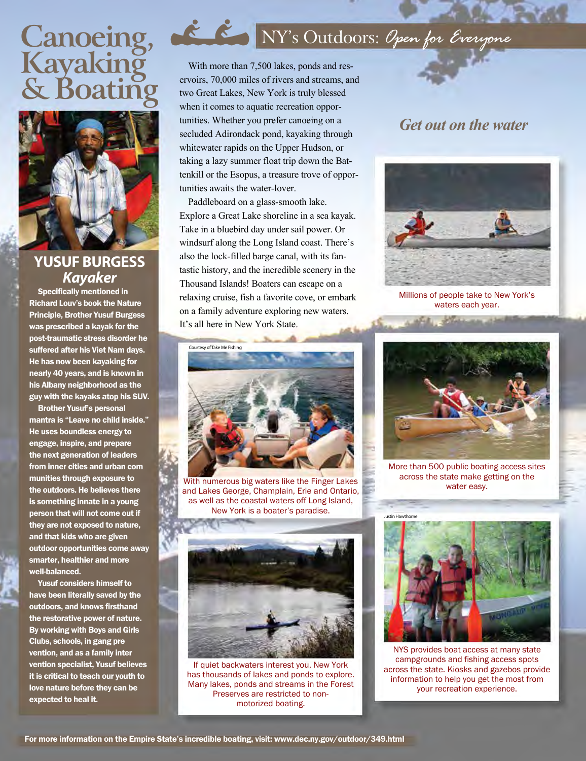# Canoeing, Kayaking & Boating

## NY's Outdoors: *Open for Everyone*

With more than 7,500 lakes, ponds and reservoirs, 70,000 miles of rivers and streams, and two Great Lakes, New York is truly blessed when it comes to aquatic recreation opportunities. Whether you prefer canoeing on a secluded Adirondack pond, kayaking through whitewater rapids on the Upper Hudson, or taking a lazy summer float trip down the Battenkill or the Esopus, a treasure trove of opportunities awaits the water-lover.

Paddleboard on a glass-smooth lake. Explore a Great Lake shoreline in a sea kayak. Take in a bluebird day under sail power. Or windsurf along the Long Island coast. There's also the lock-filled barge canal, with its fantastic history, and the incredible scenery in the Thousand Islands! Boaters can escape on a relaxing cruise, fish a favorite cove, or embark on a family adventure exploring new waters. It's all here in New York State.

### YUSUF BURGESS
***Kayaker***

**Specifically mentioned in Richard Louv's book the Nature Principle, Brother Yusuf Burgess was prescribed a kayak for the post-traumatic stress disorder he suffered after his Viet Nam days. He has now been kayaking for nearly 40 years, and is known in his Albany neighborhood as the guy with the kayaks atop his SUV.**

**Brother Yusuf's personal mantra is "Leave no child inside." He uses boundless energy to engage, inspire, and prepare the next generation of leaders from inner cities and urban communities through exposure to the outdoors. He believes there is something innate in a young person that will not come out if they are not exposed to nature, and that kids who are given outdoor opportunities come away smarter, healthier and more well-balanced.**

**Yusuf considers himself to have been literally saved by the outdoors, and knows firsthand the restorative power of nature. By working with Boys and Girls Clubs, schools, in gang prevention, and as a family intervention specialist, Yusuf believes it is critical to teach our youth to love nature before they can be expected to heal it.**

Courtesy of Take Me Fishing

With numerous big waters like the Finger Lakes and Lakes George, Champlain, Erie and Ontario, as well as the coastal waters off Long Island, New York is a boater's paradise.

If quiet backwaters interest you, New York has thousands of lakes and ponds to explore. Many lakes, ponds and streams in the Forest Preserves are restricted to non-motorized boating.

### *Get out on the water*

Millions of people take to New York's waters each year.

More than 500 public boating access sites across the state make getting on the water easy.

Justin Hawthorne

NYS provides boat access at many state campgrounds and fishing access spots across the state. Kiosks and gazebos provide information to help you get the most from your recreation experience.

**For more information on the Empire State's incredible boating, visit: www.dec.ny.gov/outdoor/349.html**